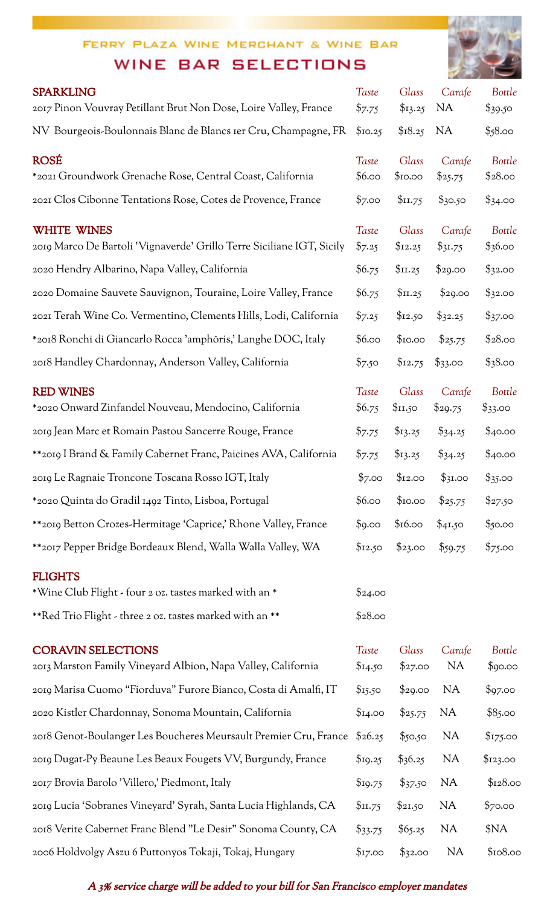# FERRY PLAZA WINE MERCHANT & WINE BAR

## WINE BAR SELECTIONS

| SPARKLING | Taste | Glass | Carafe | Bottle |
| --- | --- | --- | --- | --- |
| 2017 Pinon Vouvray Petillant Brut Non Dose, Loire Valley, France | $7.75 | $13.25 | NA | $39.50 |
| NV Bourgeois-Boulonnais Blanc de Blancs 1er Cru, Champagne, FR | $10.25 | $18.25 | NA | $58.00 |

| ROSÉ | Taste | Glass | Carafe | Bottle |
| --- | --- | --- | --- | --- |
| *2021 Groundwork Grenache Rose, Central Coast, California | $6.00 | $10.00 | $25.75 | $28.00 |
| 2021 Clos Cibonne Tentations Rose, Cotes de Provence, France | $7.00 | $11.75 | $30.50 | $34.00 |

| WHITE WINES | Taste | Glass | Carafe | Bottle |
| --- | --- | --- | --- | --- |
| 2019 Marco De Bartoli 'Vignaverde' Grillo Terre Siciliane IGT, Sicily | $7.25 | $12.25 | $31.75 | $36.00 |
| 2020 Hendry Albarino, Napa Valley, California | $6.75 | $11.25 | $29.00 | $32.00 |
| 2020 Domaine Sauvete Sauvignon, Touraine, Loire Valley, France | $6.75 | $11.25 | $29.00 | $32.00 |
| 2021 Terah Wine Co. Vermentino, Clements Hills, Lodi, California | $7.25 | $12.50 | $32.25 | $37.00 |
| *2018 Ronchi di Giancarlo Rocca 'amphŏris,' Langhe DOC, Italy | $6.00 | $10.00 | $25.75 | $28.00 |
| 2018 Handley Chardonnay, Anderson Valley, California | $7.50 | $12.75 | $33.00 | $38.00 |

| RED WINES | Taste | Glass | Carafe | Bottle |
| --- | --- | --- | --- | --- |
| *2020 Onward Zinfandel Nouveau, Mendocino, California | $6.75 | $11.50 | $29.75 | $33.00 |
| 2019 Jean Marc et Romain Pastou Sancerre Rouge, France | $7.75 | $13.25 | $34.25 | $40.00 |
| **2019 I Brand & Family Cabernet Franc, Paicines AVA, California | $7.75 | $13.25 | $34.25 | $40.00 |
| 2019 Le Ragnaie Troncone Toscana Rosso IGT, Italy | $7.00 | $12.00 | $31.00 | $35.00 |
| *2020 Quinta do Gradil 1492 Tinto, Lisboa, Portugal | $6.00 | $10.00 | $25.75 | $27.50 |
| **2019 Betton Crozes-Hermitage 'Caprice,' Rhone Valley, France | $9.00 | $16.00 | $41.50 | $50.00 |
| **2017 Pepper Bridge Bordeaux Blend, Walla Walla Valley, WA | $12.50 | $23.00 | $59.75 | $75.00 |

| FLIGHTS | |
| --- | --- |
| *Wine Club Flight - four 2 oz. tastes marked with an * | $24.00 |
| **Red Trio Flight - three 2 oz. tastes marked with an ** | $28.00 |

| CORAVIN SELECTIONS | Taste | Glass | Carafe | Bottle |
| --- | --- | --- | --- | --- |
| 2013 Marston Family Vineyard Albion, Napa Valley, California | $14.50 | $27.00 | NA | $90.00 |
| 2019 Marisa Cuomo "Fiorduva" Furore Bianco, Costa di Amalfi, IT | $15.50 | $29.00 | NA | $97.00 |
| 2020 Kistler Chardonnay, Sonoma Mountain, California | $14.00 | $25.75 | NA | $85.00 |
| 2018 Genot-Boulanger Les Boucheres Meursault Premier Cru, France | $26.25 | $50.50 | NA | $175.00 |
| 2019 Dugat-Py Beaune Les Beaux Fougets VV, Burgundy, France | $19.25 | $36.25 | NA | $123.00 |
| 2017 Brovia Barolo 'Villero,' Piedmont, Italy | $19.75 | $37.50 | NA | $128.00 |
| 2019 Lucia 'Sobranes Vineyard' Syrah, Santa Lucia Highlands, CA | $11.75 | $21.50 | NA | $70.00 |
| 2018 Verite Cabernet Franc Blend "Le Desir" Sonoma County, CA | $33.75 | $65.25 | NA | $NA |
| 2006 Holdvolgy Aszu 6 Puttonyos Tokaji, Tokaj, Hungary | $17.00 | $32.00 | NA | $108.00 |

*A 3% service charge will be added to your bill for San Francisco employer mandates*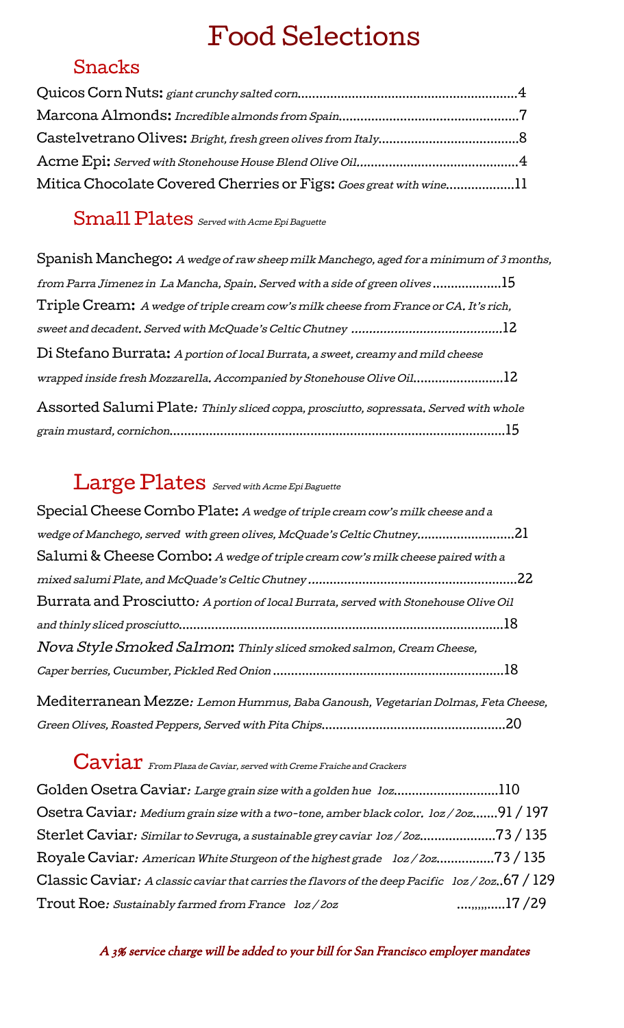# Food Selections

## Snacks

Quicos Corn Nuts: *giant crunchy salted corn*.....4

Marcona Almonds: *Incredible almonds from Spain*.....7

Castelvetrano Olives: *Bright, fresh green olives from Italy*.....8

Acme Epi: *Served with Stonehouse House Blend Olive Oil*.....4

Mitica Chocolate Covered Cherries or Figs: *Goes great with wine*.....11

## Small Plates *Served with Acme Epi Baguette*

Spanish Manchego: *A wedge of raw sheep milk Manchego, aged for a minimum of 3 months, from Parra Jimenez in La Mancha, Spain. Served with a side of green olives*.....15

Triple Cream: *A wedge of triple cream cow's milk cheese from France or CA. It's rich, sweet and decadent. Served with McQuade's Celtic Chutney*.....12

Di Stefano Burrata: *A portion of local Burrata, a sweet, creamy and mild cheese wrapped inside fresh Mozzarella. Accompanied by Stonehouse Olive Oil*.....12

Assorted Salumi Plate*: Thinly sliced coppa, prosciutto, sopressata. Served with whole grain mustard, cornichon*.....15

## Large Plates *Served with Acme Epi Baguette*

Special Cheese Combo Plate: *A wedge of triple cream cow's milk cheese and a wedge of Manchego, served with green olives, McQuade's Celtic Chutney*.....21

Salumi & Cheese Combo: *A wedge of triple cream cow's milk cheese paired with a mixed salumi Plate, and McQuade's Celtic Chutney*.....22

Burrata and Prosciutto*: A portion of local Burrata, served with Stonehouse Olive Oil and thinly sliced prosciutto*.....18

*Nova Style Smoked Salmon*: *Thinly sliced smoked salmon, Cream Cheese, Caper berries, Cucumber, Pickled Red Onion*.....18

Mediterranean Mezze*: Lemon Hummus, Baba Ganoush, Vegetarian Dolmas, Feta Cheese, Green Olives, Roasted Peppers, Served with Pita Chips*.....20

## Caviar *From Plaza de Caviar, served with Creme Fraiche and Crackers*

Golden Osetra Caviar*: Large grain size with a golden hue 1oz*.....110

Osetra Caviar*: Medium grain size with a two-tone, amber black color. 1oz / 2oz*.....91 / 197

Sterlet Caviar*: Similar to Sevruga, a sustainable grey caviar 1oz / 2oz*.....73 / 135

Royale Caviar*: American White Sturgeon of the highest grade 1oz / 2oz*.....73 / 135

Classic Caviar*: A classic caviar that carries the flavors of the deep Pacific 1oz / 2oz*..67 / 129

Trout Roe*: Sustainably farmed from France 1oz / 2oz*.....17 /29

*A 3% service charge will be added to your bill for San Francisco employer mandates*